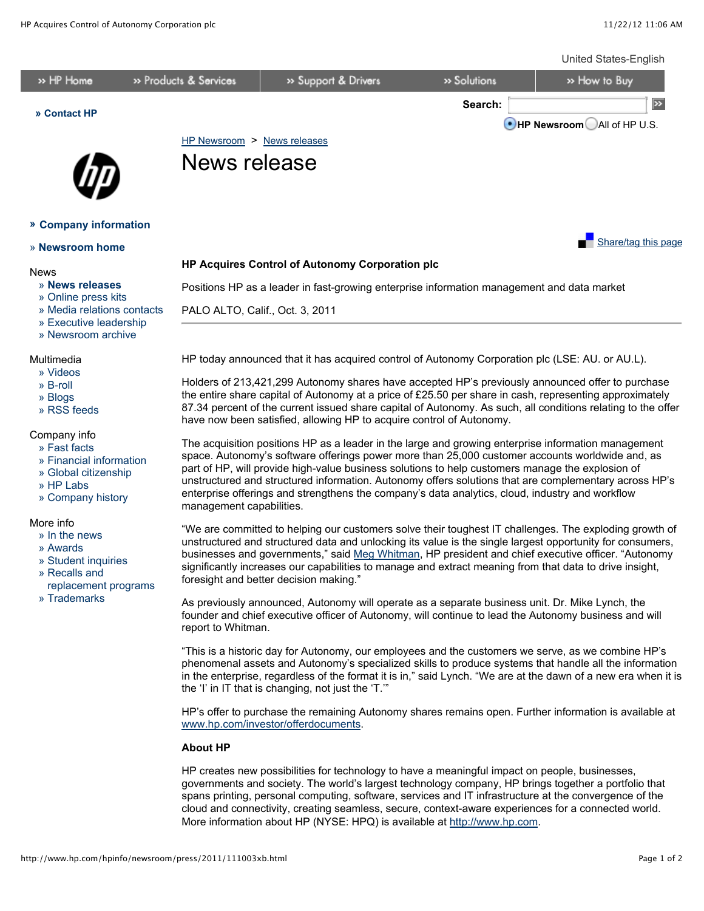United States-English

» HP Home | » Products & Services | » Support & Drivers | » Solutions | » How to Buy

» Contact HP

Search: HP Newsroom / All of HP U.S.

HP Newsroom > News releases

# News release

» Company information

» Newsroom home

News
- » News releases
- » Online press kits
- » Media relations contacts
- » Executive leadership
- » Newsroom archive

Multimedia
- » Videos
- » B-roll
- » Blogs
- » RSS feeds

Company info
- » Fast facts
- » Financial information
- » Global citizenship
- » HP Labs
- » Company history

More info
- » In the news
- » Awards
- » Student inquiries
- » Recalls and replacement programs
- » Trademarks

Share/tag this page

**HP Acquires Control of Autonomy Corporation plc**

Positions HP as a leader in fast-growing enterprise information management and data market

PALO ALTO, Calif., Oct. 3, 2011

---

HP today announced that it has acquired control of Autonomy Corporation plc (LSE: AU. or AU.L).

Holders of 213,421,299 Autonomy shares have accepted HP's previously announced offer to purchase the entire share capital of Autonomy at a price of £25.50 per share in cash, representing approximately 87.34 percent of the current issued share capital of Autonomy. As such, all conditions relating to the offer have now been satisfied, allowing HP to acquire control of Autonomy.

The acquisition positions HP as a leader in the large and growing enterprise information management space. Autonomy's software offerings power more than 25,000 customer accounts worldwide and, as part of HP, will provide high-value business solutions to help customers manage the explosion of unstructured and structured information. Autonomy offers solutions that are complementary across HP's enterprise offerings and strengthens the company's data analytics, cloud, industry and workflow management capabilities.

"We are committed to helping our customers solve their toughest IT challenges. The exploding growth of unstructured and structured data and unlocking its value is the single largest opportunity for consumers, businesses and governments," said Meg Whitman, HP president and chief executive officer. "Autonomy significantly increases our capabilities to manage and extract meaning from that data to drive insight, foresight and better decision making."

As previously announced, Autonomy will operate as a separate business unit. Dr. Mike Lynch, the founder and chief executive officer of Autonomy, will continue to lead the Autonomy business and will report to Whitman.

"This is a historic day for Autonomy, our employees and the customers we serve, as we combine HP's phenomenal assets and Autonomy's specialized skills to produce systems that handle all the information in the enterprise, regardless of the format it is in," said Lynch. "We are at the dawn of a new era when it is the 'I' in IT that is changing, not just the 'T.'"

HP's offer to purchase the remaining Autonomy shares remains open. Further information is available at www.hp.com/investor/offerdocuments.

**About HP**

HP creates new possibilities for technology to have a meaningful impact on people, businesses, governments and society. The world's largest technology company, HP brings together a portfolio that spans printing, personal computing, software, services and IT infrastructure at the convergence of the cloud and connectivity, creating seamless, secure, context-aware experiences for a connected world. More information about HP (NYSE: HPQ) is available at http://www.hp.com.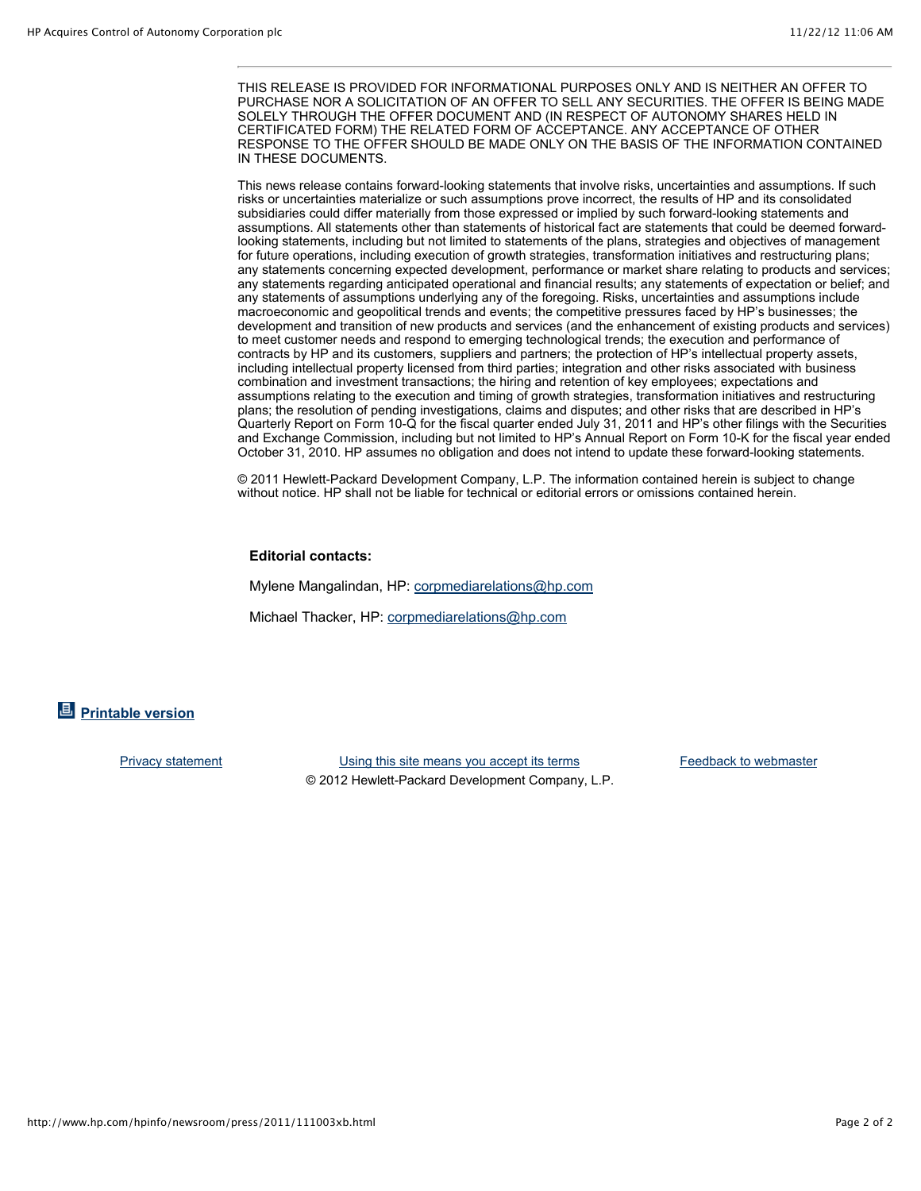THIS RELEASE IS PROVIDED FOR INFORMATIONAL PURPOSES ONLY AND IS NEITHER AN OFFER TO PURCHASE NOR A SOLICITATION OF AN OFFER TO SELL ANY SECURITIES. THE OFFER IS BEING MADE SOLELY THROUGH THE OFFER DOCUMENT AND (IN RESPECT OF AUTONOMY SHARES HELD IN CERTIFICATED FORM) THE RELATED FORM OF ACCEPTANCE. ANY ACCEPTANCE OF OTHER RESPONSE TO THE OFFER SHOULD BE MADE ONLY ON THE BASIS OF THE INFORMATION CONTAINED IN THESE DOCUMENTS.

This news release contains forward-looking statements that involve risks, uncertainties and assumptions. If such risks or uncertainties materialize or such assumptions prove incorrect, the results of HP and its consolidated subsidiaries could differ materially from those expressed or implied by such forward-looking statements and assumptions. All statements other than statements of historical fact are statements that could be deemed forward-looking statements, including but not limited to statements of the plans, strategies and objectives of management for future operations, including execution of growth strategies, transformation initiatives and restructuring plans; any statements concerning expected development, performance or market share relating to products and services; any statements regarding anticipated operational and financial results; any statements of expectation or belief; and any statements of assumptions underlying any of the foregoing. Risks, uncertainties and assumptions include macroeconomic and geopolitical trends and events; the competitive pressures faced by HP's businesses; the development and transition of new products and services (and the enhancement of existing products and services) to meet customer needs and respond to emerging technological trends; the execution and performance of contracts by HP and its customers, suppliers and partners; the protection of HP's intellectual property assets, including intellectual property licensed from third parties; integration and other risks associated with business combination and investment transactions; the hiring and retention of key employees; expectations and assumptions relating to the execution and timing of growth strategies, transformation initiatives and restructuring plans; the resolution of pending investigations, claims and disputes; and other risks that are described in HP's Quarterly Report on Form 10-Q for the fiscal quarter ended July 31, 2011 and HP's other filings with the Securities and Exchange Commission, including but not limited to HP's Annual Report on Form 10-K for the fiscal year ended October 31, 2010. HP assumes no obligation and does not intend to update these forward-looking statements.

© 2011 Hewlett-Packard Development Company, L.P. The information contained herein is subject to change without notice. HP shall not be liable for technical or editorial errors or omissions contained herein.

**Editorial contacts:**

Mylene Mangalindan, HP: corpmediarelations@hp.com

Michael Thacker, HP: corpmediarelations@hp.com

**Printable version**

Privacy statement | Using this site means you accept its terms | Feedback to webmaster

© 2012 Hewlett-Packard Development Company, L.P.